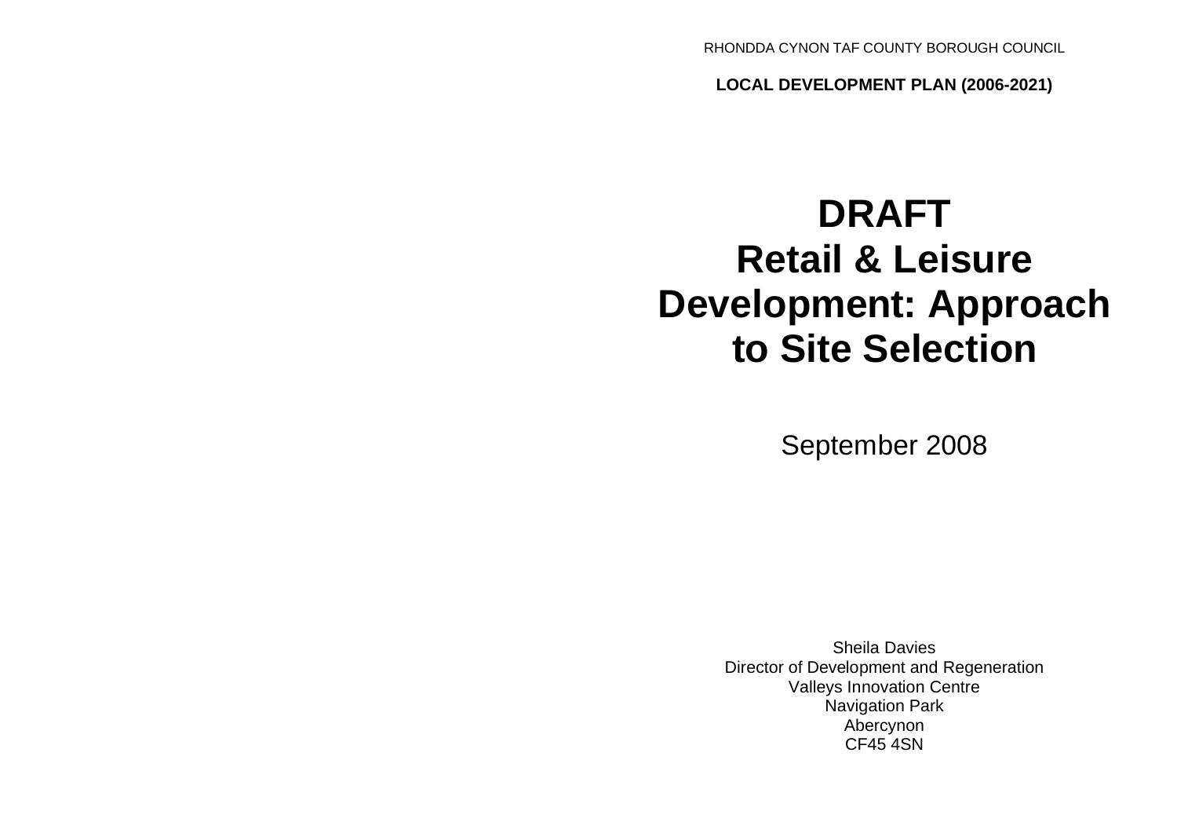RHONDDA CYNON TAF COUNTY BOROUGH COUNCIL

**LOCAL DEVELOPMENT PLAN (2006-2021)**

# DRAFT Retail & Leisure Development: Approach to Site Selection

September 2008

Sheila Davies
Director of Development and Regeneration
Valleys Innovation Centre
Navigation Park
Abercynon
CF45 4SN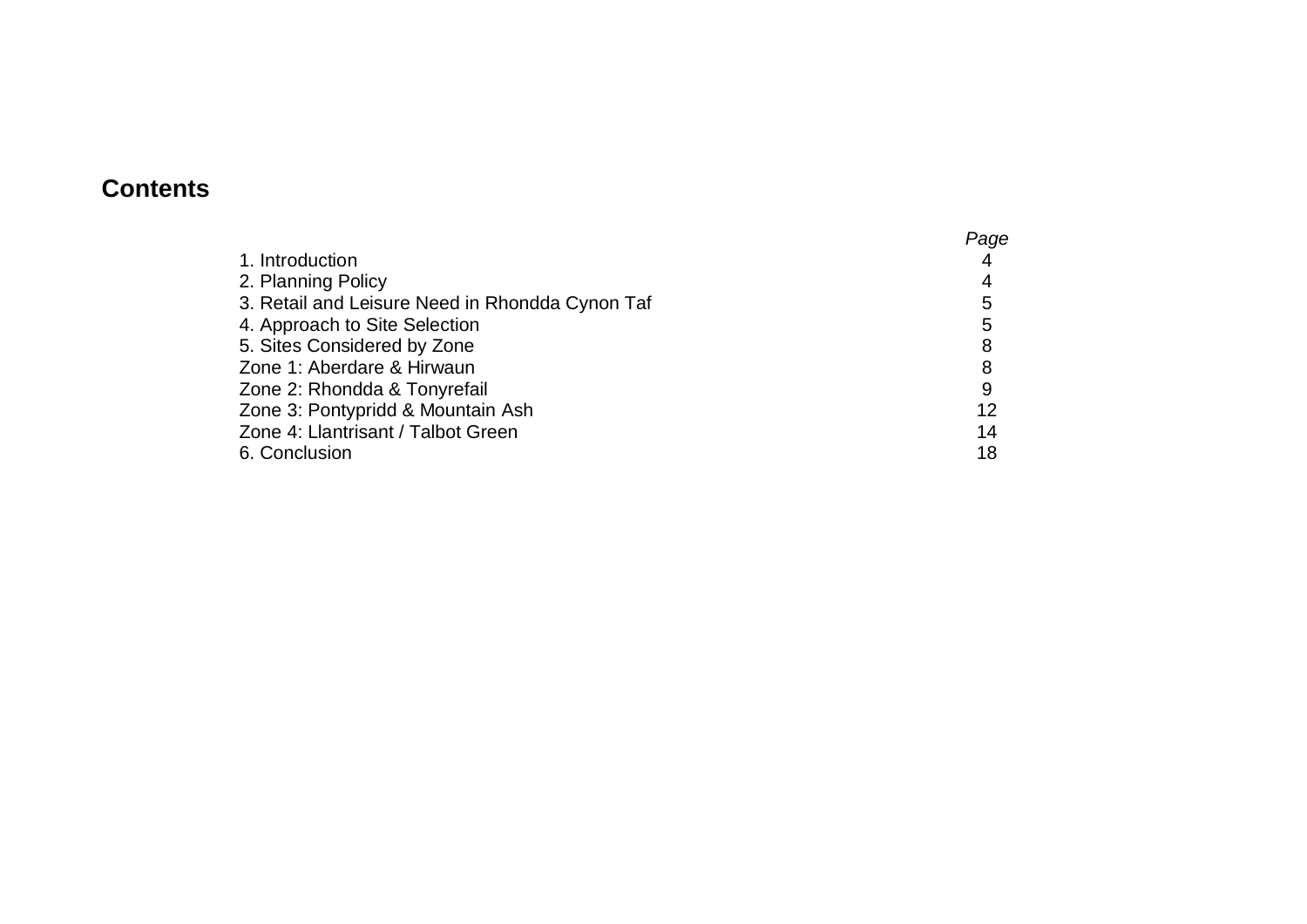## Contents

| | *Page* |
|---|---|
| 1. Introduction | 4 |
| 2. Planning Policy | 4 |
| 3. Retail and Leisure Need in Rhondda Cynon Taf | 5 |
| 4. Approach to Site Selection | 5 |
| 5. Sites Considered by Zone | 8 |
| Zone 1: Aberdare & Hirwaun | 8 |
| Zone 2: Rhondda & Tonyrefail | 9 |
| Zone 3: Pontypridd & Mountain Ash | 12 |
| Zone 4: Llantrisant / Talbot Green | 14 |
| 6. Conclusion | 18 |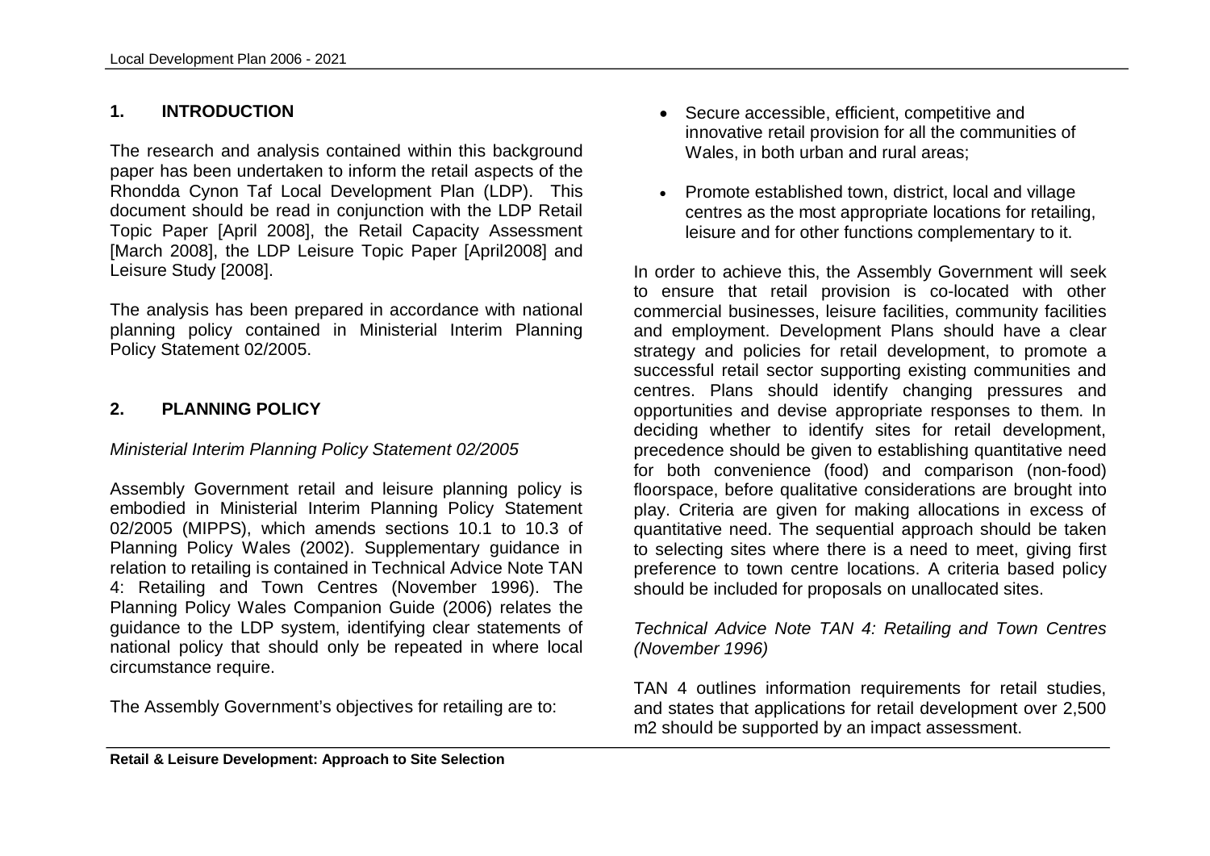## 1. INTRODUCTION

The research and analysis contained within this background paper has been undertaken to inform the retail aspects of the Rhondda Cynon Taf Local Development Plan (LDP). This document should be read in conjunction with the LDP Retail Topic Paper [April 2008], the Retail Capacity Assessment [March 2008], the LDP Leisure Topic Paper [April2008] and Leisure Study [2008].

The analysis has been prepared in accordance with national planning policy contained in Ministerial Interim Planning Policy Statement 02/2005.

## 2. PLANNING POLICY

*Ministerial Interim Planning Policy Statement 02/2005*

Assembly Government retail and leisure planning policy is embodied in Ministerial Interim Planning Policy Statement 02/2005 (MIPPS), which amends sections 10.1 to 10.3 of Planning Policy Wales (2002). Supplementary guidance in relation to retailing is contained in Technical Advice Note TAN 4: Retailing and Town Centres (November 1996). The Planning Policy Wales Companion Guide (2006) relates the guidance to the LDP system, identifying clear statements of national policy that should only be repeated in where local circumstance require.

The Assembly Government's objectives for retailing are to:

- Secure accessible, efficient, competitive and innovative retail provision for all the communities of Wales, in both urban and rural areas;
- Promote established town, district, local and village centres as the most appropriate locations for retailing, leisure and for other functions complementary to it.

In order to achieve this, the Assembly Government will seek to ensure that retail provision is co-located with other commercial businesses, leisure facilities, community facilities and employment. Development Plans should have a clear strategy and policies for retail development, to promote a successful retail sector supporting existing communities and centres. Plans should identify changing pressures and opportunities and devise appropriate responses to them. In deciding whether to identify sites for retail development, precedence should be given to establishing quantitative need for both convenience (food) and comparison (non-food) floorspace, before qualitative considerations are brought into play. Criteria are given for making allocations in excess of quantitative need. The sequential approach should be taken to selecting sites where there is a need to meet, giving first preference to town centre locations. A criteria based policy should be included for proposals on unallocated sites.

*Technical Advice Note TAN 4: Retailing and Town Centres (November 1996)*

TAN 4 outlines information requirements for retail studies, and states that applications for retail development over 2,500 m2 should be supported by an impact assessment.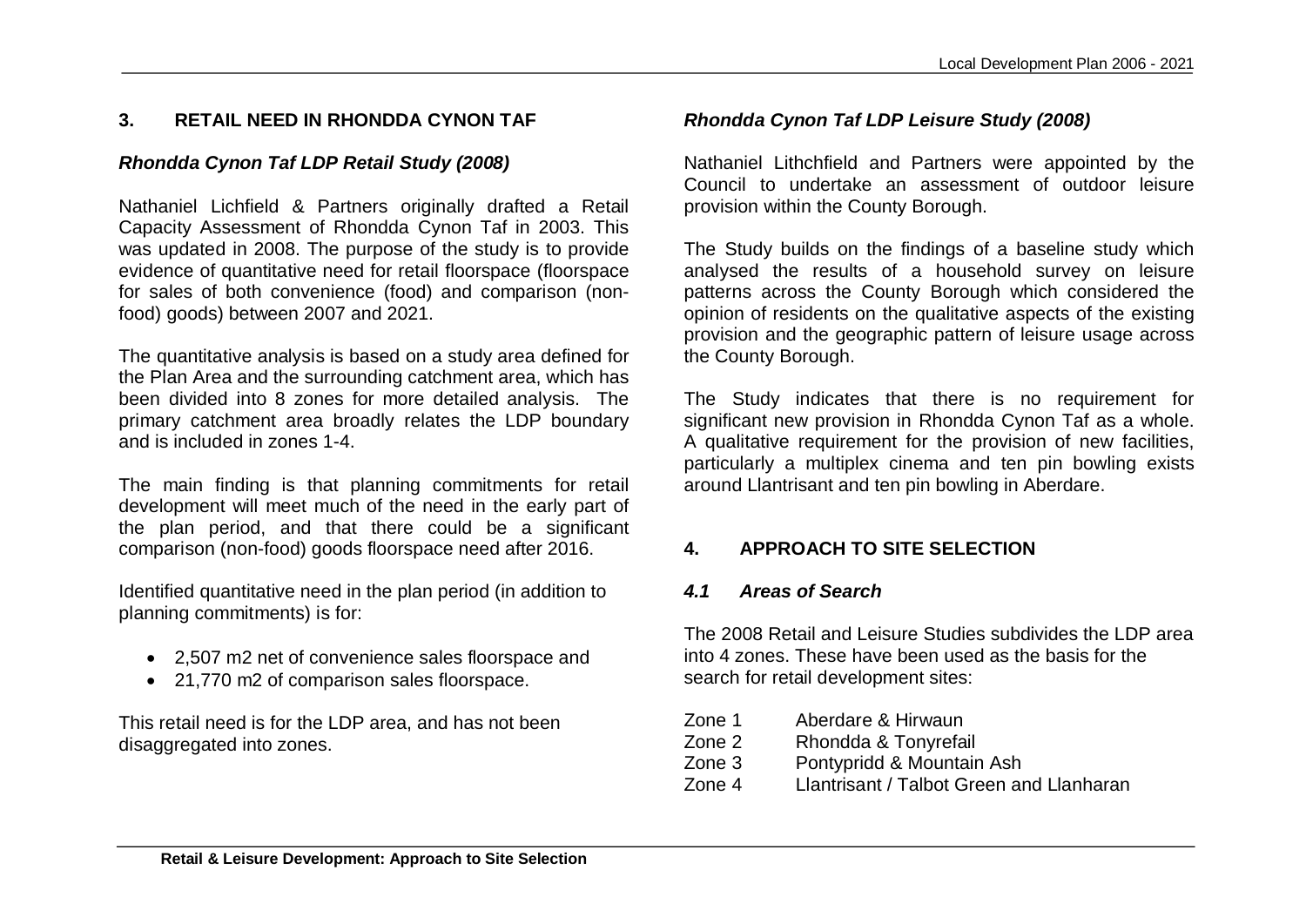## 3. RETAIL NEED IN RHONDDA CYNON TAF

### *Rhondda Cynon Taf LDP Retail Study (2008)*

Nathaniel Lichfield & Partners originally drafted a Retail Capacity Assessment of Rhondda Cynon Taf in 2003. This was updated in 2008. The purpose of the study is to provide evidence of quantitative need for retail floorspace (floorspace for sales of both convenience (food) and comparison (non-food) goods) between 2007 and 2021.

The quantitative analysis is based on a study area defined for the Plan Area and the surrounding catchment area, which has been divided into 8 zones for more detailed analysis. The primary catchment area broadly relates the LDP boundary and is included in zones 1-4.

The main finding is that planning commitments for retail development will meet much of the need in the early part of the plan period, and that there could be a significant comparison (non-food) goods floorspace need after 2016.

Identified quantitative need in the plan period (in addition to planning commitments) is for:

- 2,507 m2 net of convenience sales floorspace and
- 21,770 m2 of comparison sales floorspace.

This retail need is for the LDP area, and has not been disaggregated into zones.

### *Rhondda Cynon Taf LDP Leisure Study (2008)*

Nathaniel Lithchfield and Partners were appointed by the Council to undertake an assessment of outdoor leisure provision within the County Borough.

The Study builds on the findings of a baseline study which analysed the results of a household survey on leisure patterns across the County Borough which considered the opinion of residents on the qualitative aspects of the existing provision and the geographic pattern of leisure usage across the County Borough.

The Study indicates that there is no requirement for significant new provision in Rhondda Cynon Taf as a whole. A qualitative requirement for the provision of new facilities, particularly a multiplex cinema and ten pin bowling exists around Llantrisant and ten pin bowling in Aberdare.

## 4. APPROACH TO SITE SELECTION

### *4.1 Areas of Search*

The 2008 Retail and Leisure Studies subdivides the LDP area into 4 zones. These have been used as the basis for the search for retail development sites:

Zone 1 Aberdare & Hirwaun
Zone 2 Rhondda & Tonyrefail
Zone 3 Pontypridd & Mountain Ash
Zone 4 Llantrisant / Talbot Green and Llanharan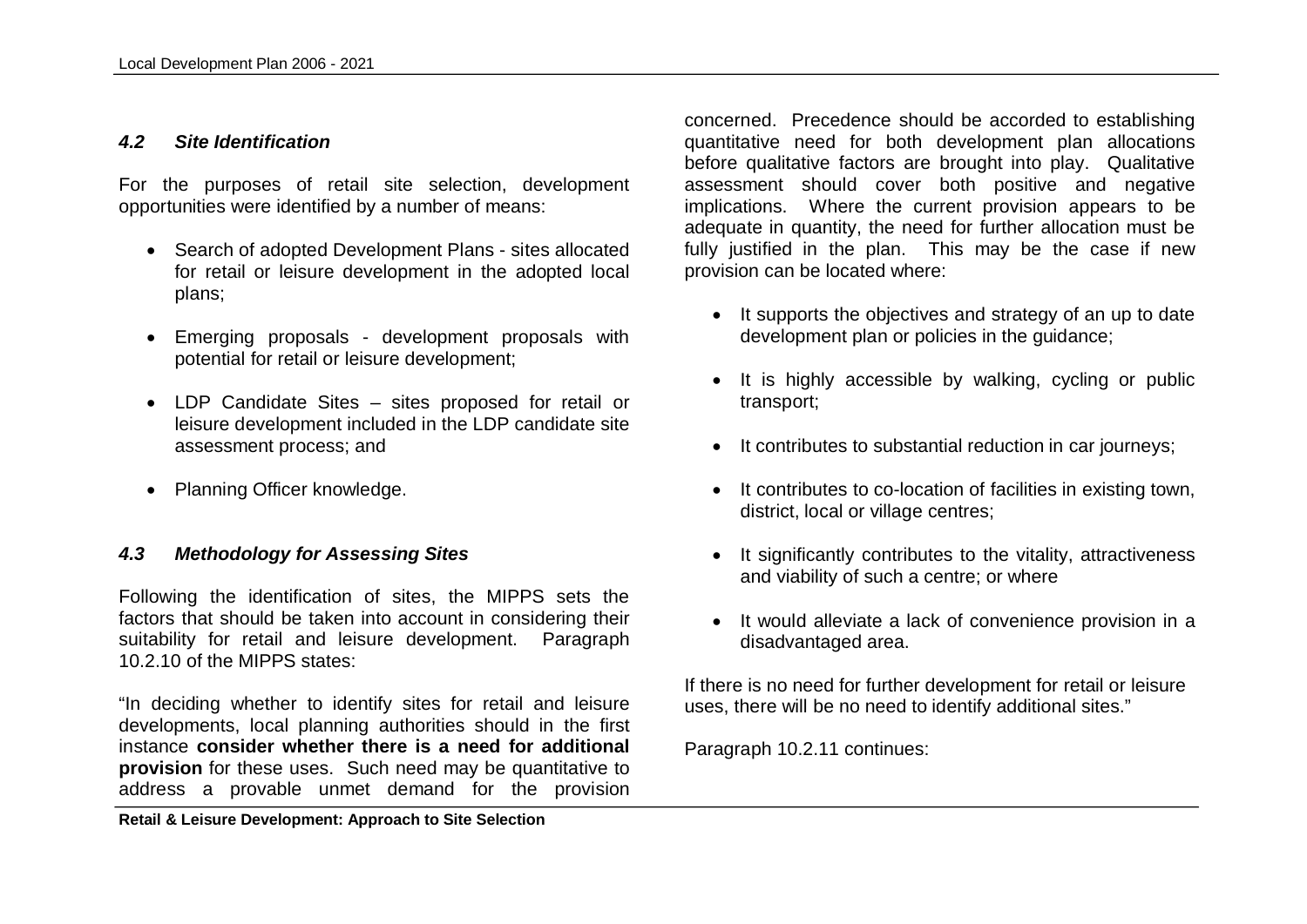### *4.2 Site Identification*

For the purposes of retail site selection, development opportunities were identified by a number of means:

- Search of adopted Development Plans - sites allocated for retail or leisure development in the adopted local plans;
- Emerging proposals - development proposals with potential for retail or leisure development;
- LDP Candidate Sites – sites proposed for retail or leisure development included in the LDP candidate site assessment process; and
- Planning Officer knowledge.

### *4.3 Methodology for Assessing Sites*

Following the identification of sites, the MIPPS sets the factors that should be taken into account in considering their suitability for retail and leisure development. Paragraph 10.2.10 of the MIPPS states:

"In deciding whether to identify sites for retail and leisure developments, local planning authorities should in the first instance **consider whether there is a need for additional provision** for these uses. Such need may be quantitative to address a provable unmet demand for the provision concerned. Precedence should be accorded to establishing quantitative need for both development plan allocations before qualitative factors are brought into play. Qualitative assessment should cover both positive and negative implications. Where the current provision appears to be adequate in quantity, the need for further allocation must be fully justified in the plan. This may be the case if new provision can be located where:

- It supports the objectives and strategy of an up to date development plan or policies in the guidance;
- It is highly accessible by walking, cycling or public transport;
- It contributes to substantial reduction in car journeys;
- It contributes to co-location of facilities in existing town, district, local or village centres;
- It significantly contributes to the vitality, attractiveness and viability of such a centre; or where
- It would alleviate a lack of convenience provision in a disadvantaged area.

If there is no need for further development for retail or leisure uses, there will be no need to identify additional sites."

Paragraph 10.2.11 continues: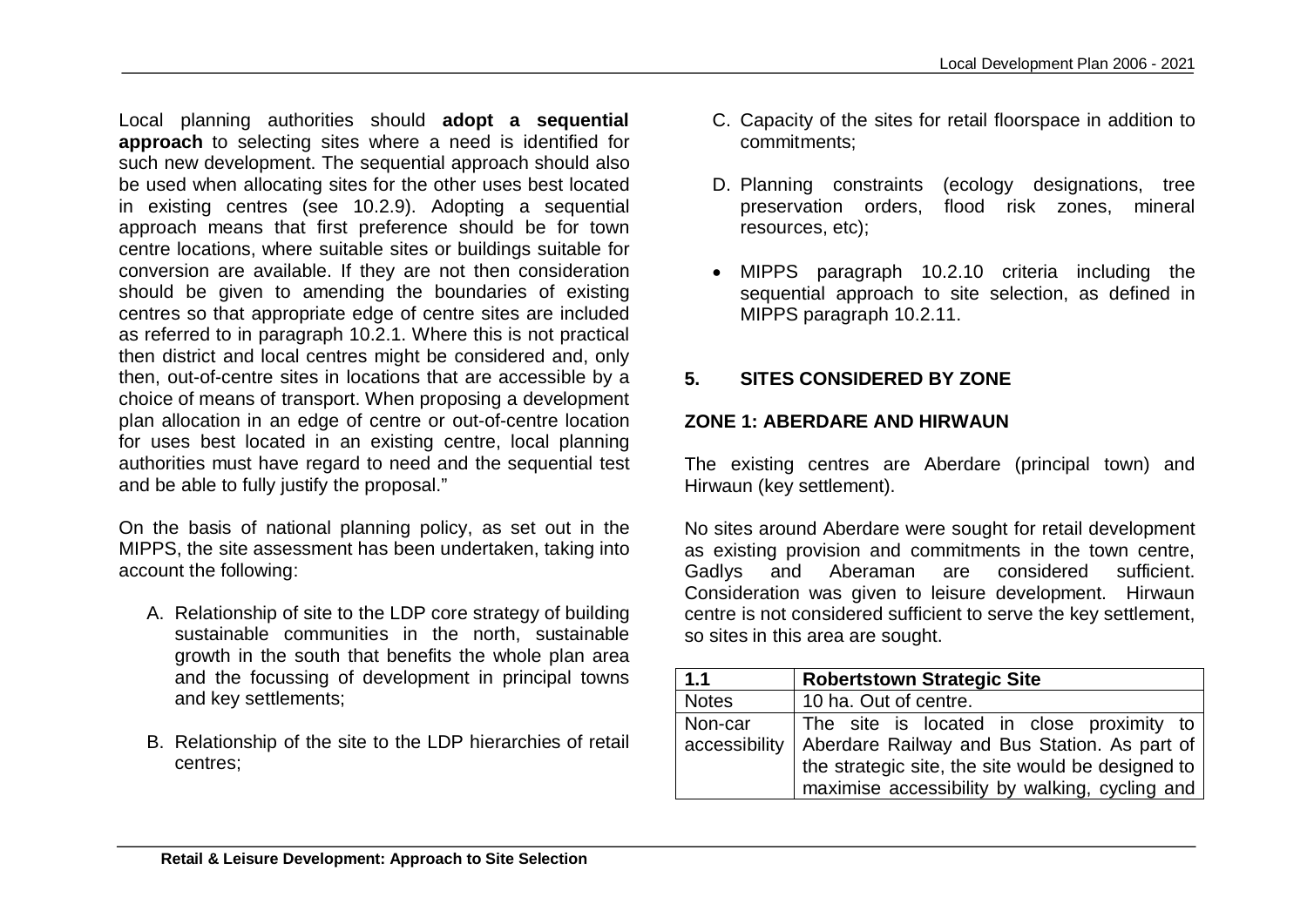Local planning authorities should **adopt a sequential approach** to selecting sites where a need is identified for such new development. The sequential approach should also be used when allocating sites for the other uses best located in existing centres (see 10.2.9). Adopting a sequential approach means that first preference should be for town centre locations, where suitable sites or buildings suitable for conversion are available. If they are not then consideration should be given to amending the boundaries of existing centres so that appropriate edge of centre sites are included as referred to in paragraph 10.2.1. Where this is not practical then district and local centres might be considered and, only then, out-of-centre sites in locations that are accessible by a choice of means of transport. When proposing a development plan allocation in an edge of centre or out-of-centre location for uses best located in an existing centre, local planning authorities must have regard to need and the sequential test and be able to fully justify the proposal."

On the basis of national planning policy, as set out in the MIPPS, the site assessment has been undertaken, taking into account the following:

A. Relationship of site to the LDP core strategy of building sustainable communities in the north, sustainable growth in the south that benefits the whole plan area and the focussing of development in principal towns and key settlements;

B. Relationship of the site to the LDP hierarchies of retail centres;

C. Capacity of the sites for retail floorspace in addition to commitments;

D. Planning constraints (ecology designations, tree preservation orders, flood risk zones, mineral resources, etc);

- MIPPS paragraph 10.2.10 criteria including the sequential approach to site selection, as defined in MIPPS paragraph 10.2.11.

## 5. SITES CONSIDERED BY ZONE

### ZONE 1: ABERDARE AND HIRWAUN

The existing centres are Aberdare (principal town) and Hirwaun (key settlement).

No sites around Aberdare were sought for retail development as existing provision and commitments in the town centre, Gadlys and Aberaman are considered sufficient. Consideration was given to leisure development. Hirwaun centre is not considered sufficient to serve the key settlement, so sites in this area are sought.

| **1.1** | **Robertstown Strategic Site** |
|---|---|
| Notes | 10 ha. Out of centre. |
| Non-car accessibility | The site is located in close proximity to Aberdare Railway and Bus Station. As part of the strategic site, the site would be designed to maximise accessibility by walking, cycling and |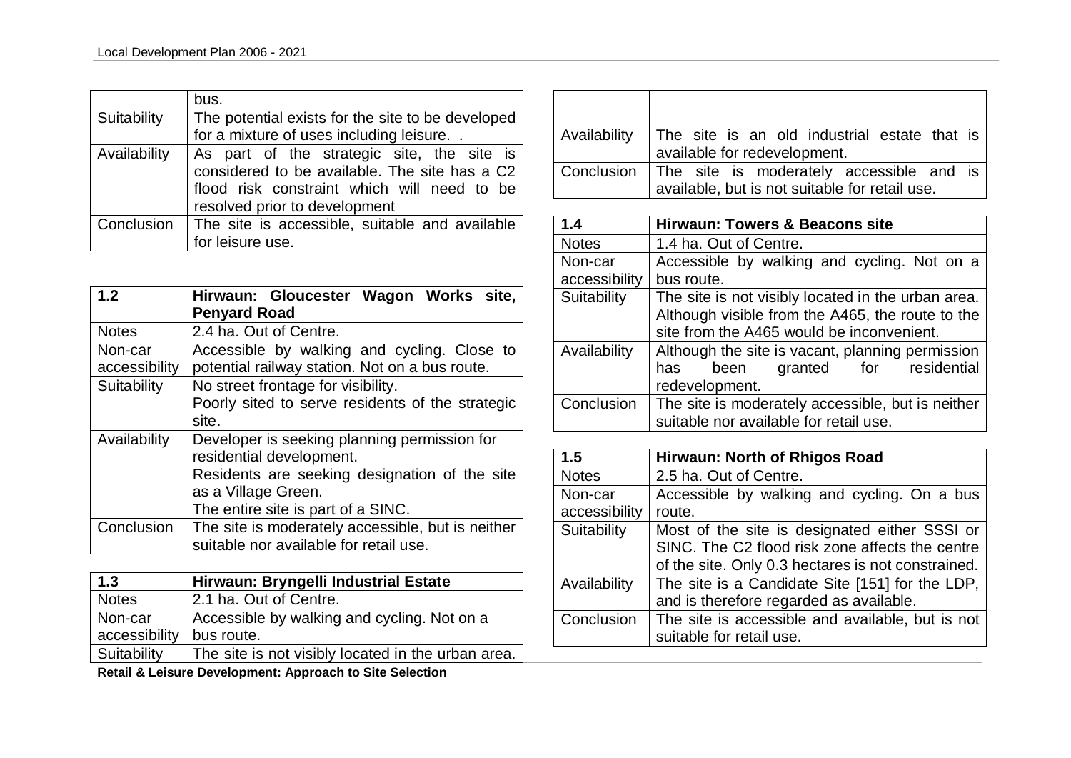|  |  |
|---|---|
|  | bus. |
| Suitability | The potential exists for the site to be developed for a mixture of uses including leisure. . |
| Availability | As part of the strategic site, the site is considered to be available. The site has a C2 flood risk constraint which will need to be resolved prior to development |
| Conclusion | The site is accessible, suitable and available for leisure use. |

| 1.2 | Hirwaun: Gloucester Wagon Works site, Penyard Road |
|---|---|
| Notes | 2.4 ha. Out of Centre. |
| Non-car accessibility | Accessible by walking and cycling. Close to potential railway station. Not on a bus route. |
| Suitability | No street frontage for visibility. Poorly sited to serve residents of the strategic site. |
| Availability | Developer is seeking planning permission for residential development. Residents are seeking designation of the site as a Village Green. The entire site is part of a SINC. |
| Conclusion | The site is moderately accessible, but is neither suitable nor available for retail use. |

| 1.3 | Hirwaun: Bryngelli Industrial Estate |
|---|---|
| Notes | 2.1 ha. Out of Centre. |
| Non-car accessibility | Accessible by walking and cycling. Not on a bus route. |
| Suitability | The site is not visibly located in the urban area. |
| Availability | The site is an old industrial estate that is available for redevelopment. |
| Conclusion | The site is moderately accessible and is available, but is not suitable for retail use. |

| 1.4 | Hirwaun: Towers & Beacons site |
|---|---|
| Notes | 1.4 ha. Out of Centre. |
| Non-car accessibility | Accessible by walking and cycling. Not on a bus route. |
| Suitability | The site is not visibly located in the urban area. Although visible from the A465, the route to the site from the A465 would be inconvenient. |
| Availability | Although the site is vacant, planning permission has been granted for residential redevelopment. |
| Conclusion | The site is moderately accessible, but is neither suitable nor available for retail use. |

| 1.5 | Hirwaun: North of Rhigos Road |
|---|---|
| Notes | 2.5 ha. Out of Centre. |
| Non-car accessibility | Accessible by walking and cycling. On a bus route. |
| Suitability | Most of the site is designated either SSSI or SINC. The C2 flood risk zone affects the centre of the site. Only 0.3 hectares is not constrained. |
| Availability | The site is a Candidate Site [151] for the LDP, and is therefore regarded as available. |
| Conclusion | The site is accessible and available, but is not suitable for retail use. |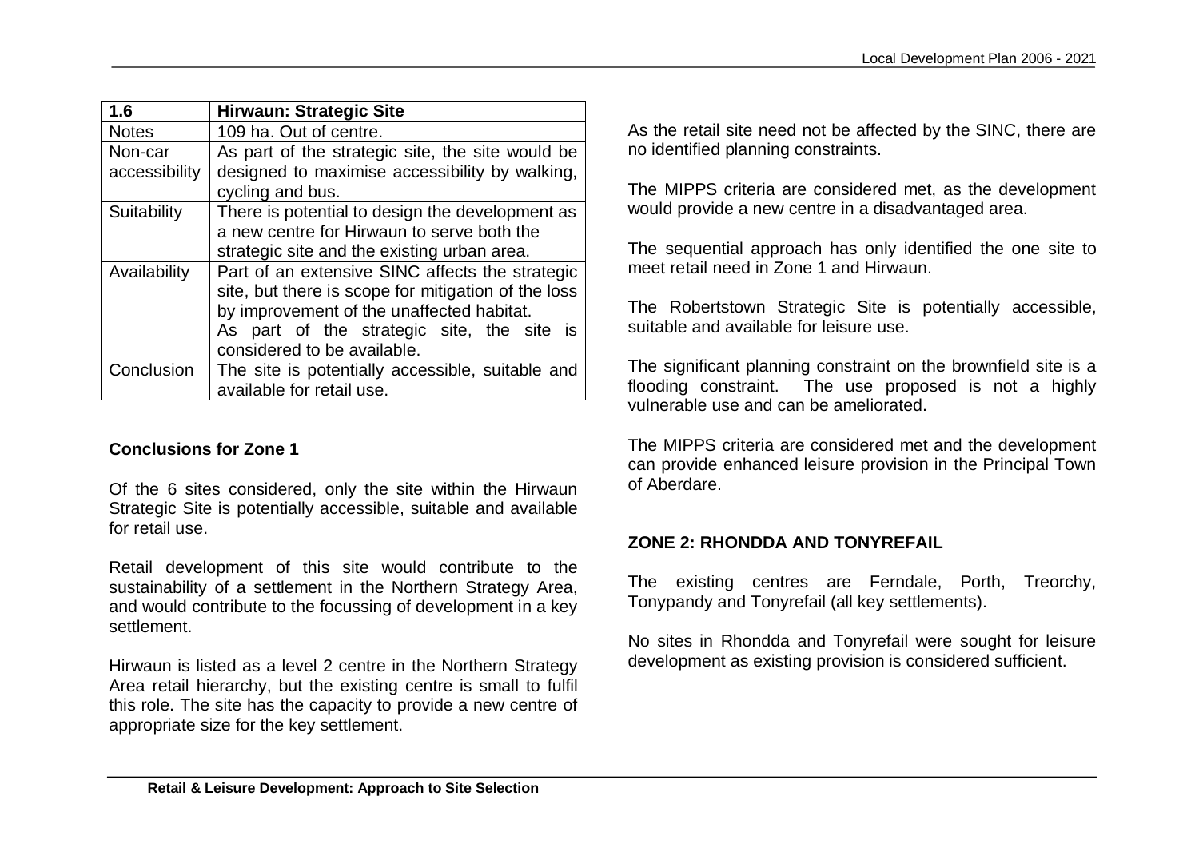| 1.6 | Hirwaun: Strategic Site |
|---|---|
| Notes | 109 ha. Out of centre. |
| Non-car accessibility | As part of the strategic site, the site would be designed to maximise accessibility by walking, cycling and bus. |
| Suitability | There is potential to design the development as a new centre for Hirwaun to serve both the strategic site and the existing urban area. |
| Availability | Part of an extensive SINC affects the strategic site, but there is scope for mitigation of the loss by improvement of the unaffected habitat. As part of the strategic site, the site is considered to be available. |
| Conclusion | The site is potentially accessible, suitable and available for retail use. |

**Conclusions for Zone 1**

Of the 6 sites considered, only the site within the Hirwaun Strategic Site is potentially accessible, suitable and available for retail use.

Retail development of this site would contribute to the sustainability of a settlement in the Northern Strategy Area, and would contribute to the focussing of development in a key settlement.

Hirwaun is listed as a level 2 centre in the Northern Strategy Area retail hierarchy, but the existing centre is small to fulfil this role. The site has the capacity to provide a new centre of appropriate size for the key settlement.

As the retail site need not be affected by the SINC, there are no identified planning constraints.

The MIPPS criteria are considered met, as the development would provide a new centre in a disadvantaged area.

The sequential approach has only identified the one site to meet retail need in Zone 1 and Hirwaun.

The Robertstown Strategic Site is potentially accessible, suitable and available for leisure use.

The significant planning constraint on the brownfield site is a flooding constraint. The use proposed is not a highly vulnerable use and can be ameliorated.

The MIPPS criteria are considered met and the development can provide enhanced leisure provision in the Principal Town of Aberdare.

**ZONE 2: RHONDDA AND TONYREFAIL**

The existing centres are Ferndale, Porth, Treorchy, Tonypandy and Tonyrefail (all key settlements).

No sites in Rhondda and Tonyrefail were sought for leisure development as existing provision is considered sufficient.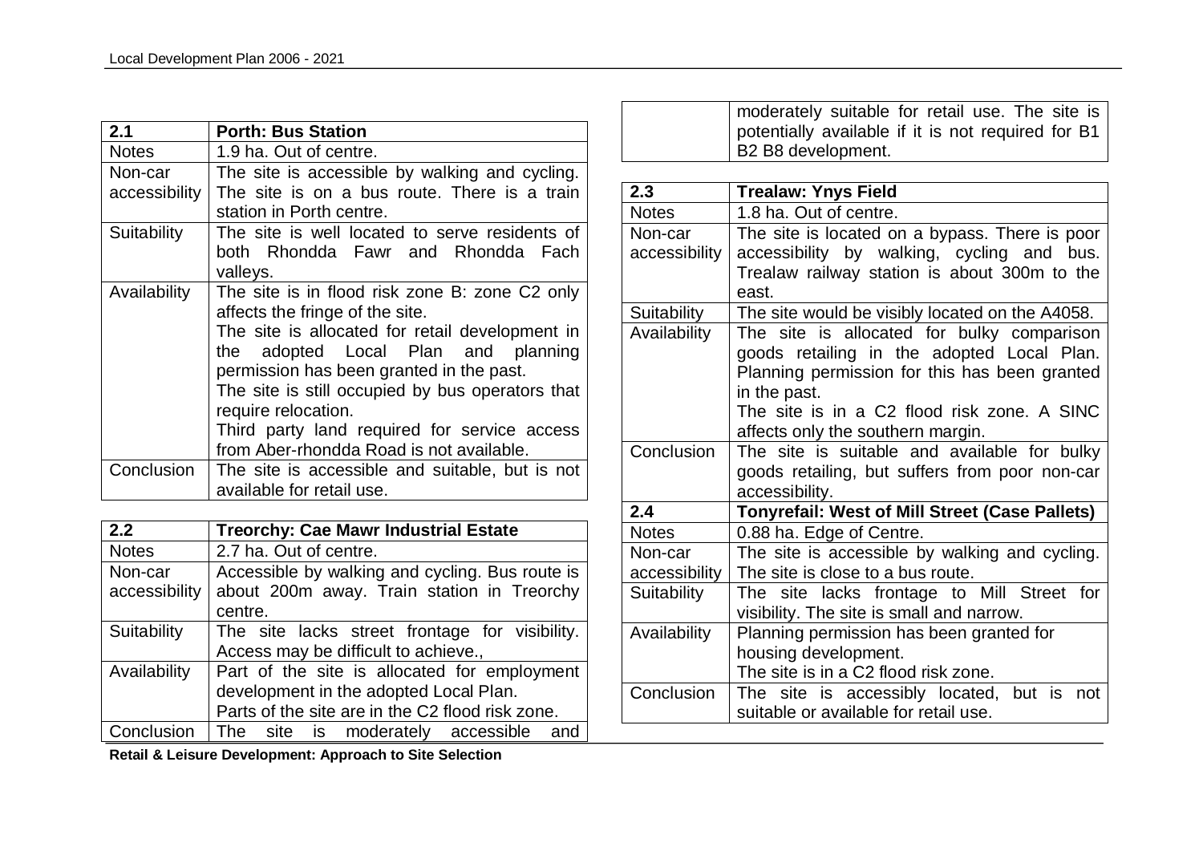| 2.1 | Porth: Bus Station |
|---|---|
| Notes | 1.9 ha. Out of centre. |
| Non-car accessibility | The site is accessible by walking and cycling. The site is on a bus route. There is a train station in Porth centre. |
| Suitability | The site is well located to serve residents of both Rhondda Fawr and Rhondda Fach valleys. |
| Availability | The site is in flood risk zone B: zone C2 only affects the fringe of the site. The site is allocated for retail development in the adopted Local Plan and planning permission has been granted in the past. The site is still occupied by bus operators that require relocation. Third party land required for service access from Aber-rhondda Road is not available. |
| Conclusion | The site is accessible and suitable, but is not available for retail use. |

| 2.2 | Treorchy: Cae Mawr Industrial Estate |
|---|---|
| Notes | 2.7 ha. Out of centre. |
| Non-car accessibility | Accessible by walking and cycling. Bus route is about 200m away. Train station in Treorchy centre. |
| Suitability | The site lacks street frontage for visibility. Access may be difficult to achieve., |
| Availability | Part of the site is allocated for employment development in the adopted Local Plan. Parts of the site are in the C2 flood risk zone. |
| Conclusion | The site is moderately accessible and moderately suitable for retail use. The site is potentially available if it is not required for B1 B2 B8 development. |

| 2.3 | Trealaw: Ynys Field |
|---|---|
| Notes | 1.8 ha. Out of centre. |
| Non-car accessibility | The site is located on a bypass. There is poor accessibility by walking, cycling and bus. Trealaw railway station is about 300m to the east. |
| Suitability | The site would be visibly located on the A4058. |
| Availability | The site is allocated for bulky comparison goods retailing in the adopted Local Plan. Planning permission for this has been granted in the past. The site is in a C2 flood risk zone. A SINC affects only the southern margin. |
| Conclusion | The site is suitable and available for bulky goods retailing, but suffers from poor non-car accessibility. |

| 2.4 | Tonyrefail: West of Mill Street (Case Pallets) |
|---|---|
| Notes | 0.88 ha. Edge of Centre. |
| Non-car accessibility | The site is accessible by walking and cycling. The site is close to a bus route. |
| Suitability | The site lacks frontage to Mill Street for visibility. The site is small and narrow. |
| Availability | Planning permission has been granted for housing development. The site is in a C2 flood risk zone. |
| Conclusion | The site is accessibly located, but is not suitable or available for retail use. |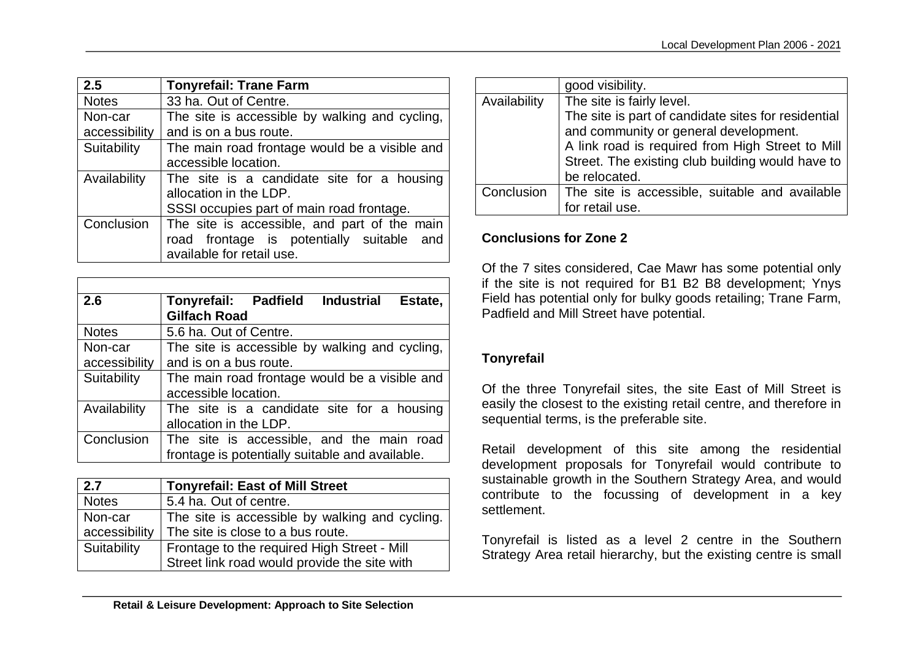| 2.5 | Tonyrefail: Trane Farm |
|---|---|
| Notes | 33 ha. Out of Centre. |
| Non-car accessibility | The site is accessible by walking and cycling, and is on a bus route. |
| Suitability | The main road frontage would be a visible and accessible location. |
| Availability | The site is a candidate site for a housing allocation in the LDP. SSSI occupies part of main road frontage. |
| Conclusion | The site is accessible, and part of the main road frontage is potentially suitable and available for retail use. |

| 2.6 | Tonyrefail: Padfield Industrial Estate, Gilfach Road |
|---|---|
| Notes | 5.6 ha. Out of Centre. |
| Non-car accessibility | The site is accessible by walking and cycling, and is on a bus route. |
| Suitability | The main road frontage would be a visible and accessible location. |
| Availability | The site is a candidate site for a housing allocation in the LDP. |
| Conclusion | The site is accessible, and the main road frontage is potentially suitable and available. |

| 2.7 | Tonyrefail: East of Mill Street |
|---|---|
| Notes | 5.4 ha. Out of centre. |
| Non-car accessibility | The site is accessible by walking and cycling. The site is close to a bus route. |
| Suitability | Frontage to the required High Street - Mill Street link road would provide the site with good visibility. |
| Availability | The site is fairly level. The site is part of candidate sites for residential and community or general development. A link road is required from High Street to Mill Street. The existing club building would have to be relocated. |
| Conclusion | The site is accessible, suitable and available for retail use. |

**Conclusions for Zone 2**

Of the 7 sites considered, Cae Mawr has some potential only if the site is not required for B1 B2 B8 development; Ynys Field has potential only for bulky goods retailing; Trane Farm, Padfield and Mill Street have potential.

**Tonyrefail**

Of the three Tonyrefail sites, the site East of Mill Street is easily the closest to the existing retail centre, and therefore in sequential terms, is the preferable site.

Retail development of this site among the residential development proposals for Tonyrefail would contribute to sustainable growth in the Southern Strategy Area, and would contribute to the focussing of development in a key settlement.

Tonyrefail is listed as a level 2 centre in the Southern Strategy Area retail hierarchy, but the existing centre is small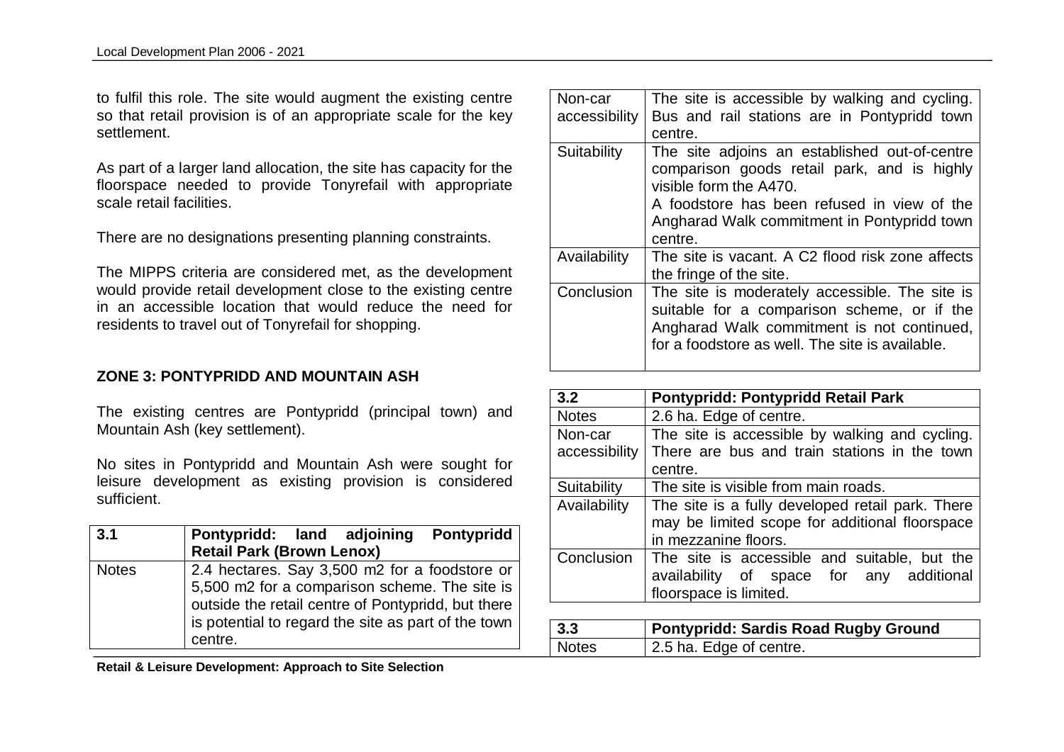to fulfil this role. The site would augment the existing centre so that retail provision is of an appropriate scale for the key settlement.

As part of a larger land allocation, the site has capacity for the floorspace needed to provide Tonyrefail with appropriate scale retail facilities.

There are no designations presenting planning constraints.

The MIPPS criteria are considered met, as the development would provide retail development close to the existing centre in an accessible location that would reduce the need for residents to travel out of Tonyrefail for shopping.

**ZONE 3: PONTYPRIDD AND MOUNTAIN ASH**

The existing centres are Pontypridd (principal town) and Mountain Ash (key settlement).

No sites in Pontypridd and Mountain Ash were sought for leisure development as existing provision is considered sufficient.

| 3.1 | Pontypridd: land adjoining Pontypridd Retail Park (Brown Lenox) |
| --- | --- |
| Notes | 2.4 hectares. Say 3,500 m2 for a foodstore or 5,500 m2 for a comparison scheme. The site is outside the retail centre of Pontypridd, but there is potential to regard the site as part of the town centre. |
| Non-car accessibility | The site is accessible by walking and cycling. Bus and rail stations are in Pontypridd town centre. |
| Suitability | The site adjoins an established out-of-centre comparison goods retail park, and is highly visible form the A470.<br>A foodstore has been refused in view of the Angharad Walk commitment in Pontypridd town centre. |
| Availability | The site is vacant. A C2 flood risk zone affects the fringe of the site. |
| Conclusion | The site is moderately accessible. The site is suitable for a comparison scheme, or if the Angharad Walk commitment is not continued, for a foodstore as well. The site is available. |

| 3.2 | Pontypridd: Pontypridd Retail Park |
| --- | --- |
| Notes | 2.6 ha. Edge of centre. |
| Non-car accessibility | The site is accessible by walking and cycling. There are bus and train stations in the town centre. |
| Suitability | The site is visible from main roads. |
| Availability | The site is a fully developed retail park. There may be limited scope for additional floorspace in mezzanine floors. |
| Conclusion | The site is accessible and suitable, but the availability of space for any additional floorspace is limited. |

| 3.3 | Pontypridd: Sardis Road Rugby Ground |
| --- | --- |
| Notes | 2.5 ha. Edge of centre. |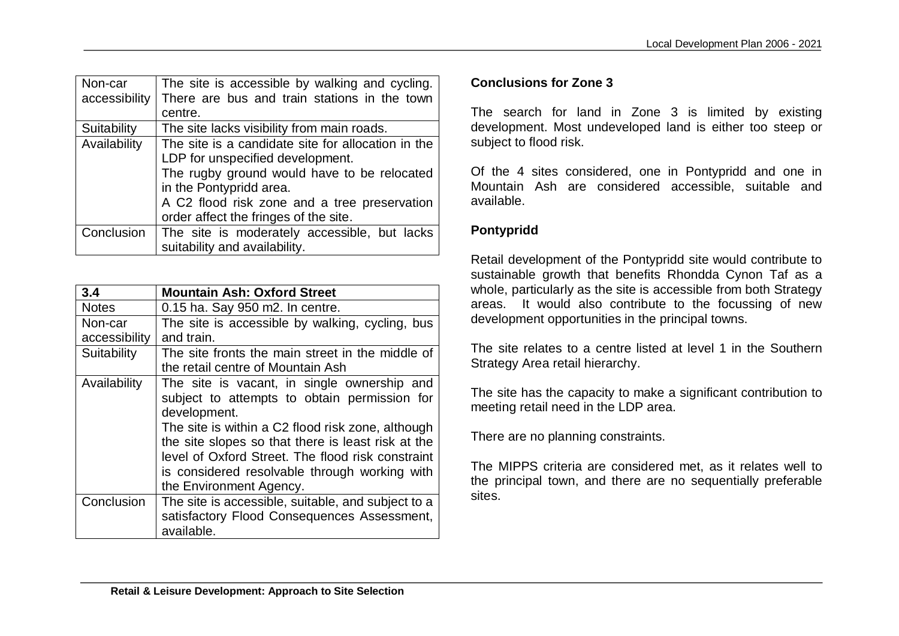| | |
|---|---|
| Non-car accessibility | The site is accessible by walking and cycling. There are bus and train stations in the town centre. |
| Suitability | The site lacks visibility from main roads. |
| Availability | The site is a candidate site for allocation in the LDP for unspecified development.<br>The rugby ground would have to be relocated in the Pontypridd area.<br>A C2 flood risk zone and a tree preservation order affect the fringes of the site. |
| Conclusion | The site is moderately accessible, but lacks suitability and availability. |

| **3.4** | **Mountain Ash: Oxford Street** |
|---|---|
| Notes | 0.15 ha. Say 950 m2. In centre. |
| Non-car accessibility | The site is accessible by walking, cycling, bus and train. |
| Suitability | The site fronts the main street in the middle of the retail centre of Mountain Ash |
| Availability | The site is vacant, in single ownership and subject to attempts to obtain permission for development.<br>The site is within a C2 flood risk zone, although the site slopes so that there is least risk at the level of Oxford Street. The flood risk constraint is considered resolvable through working with the Environment Agency. |
| Conclusion | The site is accessible, suitable, and subject to a satisfactory Flood Consequences Assessment, available. |

**Conclusions for Zone 3**

The search for land in Zone 3 is limited by existing development. Most undeveloped land is either too steep or subject to flood risk.

Of the 4 sites considered, one in Pontypridd and one in Mountain Ash are considered accessible, suitable and available.

**Pontypridd**

Retail development of the Pontypridd site would contribute to sustainable growth that benefits Rhondda Cynon Taf as a whole, particularly as the site is accessible from both Strategy areas. It would also contribute to the focussing of new development opportunities in the principal towns.

The site relates to a centre listed at level 1 in the Southern Strategy Area retail hierarchy.

The site has the capacity to make a significant contribution to meeting retail need in the LDP area.

There are no planning constraints.

The MIPPS criteria are considered met, as it relates well to the principal town, and there are no sequentially preferable sites.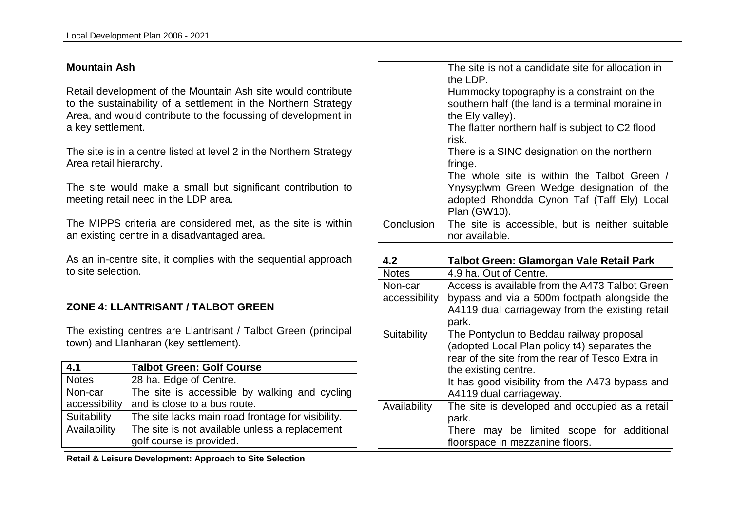## Mountain Ash

Retail development of the Mountain Ash site would contribute to the sustainability of a settlement in the Northern Strategy Area, and would contribute to the focussing of development in a key settlement.

The site is in a centre listed at level 2 in the Northern Strategy Area retail hierarchy.

The site would make a small but significant contribution to meeting retail need in the LDP area.

The MIPPS criteria are considered met, as the site is within an existing centre in a disadvantaged area.

As an in-centre site, it complies with the sequential approach to site selection.

## ZONE 4: LLANTRISANT / TALBOT GREEN

The existing centres are Llantrisant / Talbot Green (principal town) and Llanharan (key settlement).

| 4.1 | Talbot Green: Golf Course |
|---|---|
| Notes | 28 ha. Edge of Centre. |
| Non-car accessibility | The site is accessible by walking and cycling and is close to a bus route. |
| Suitability | The site lacks main road frontage for visibility. |
| Availability | The site is not available unless a replacement golf course is provided.<br>The site is not a candidate site for allocation in the LDP.<br>Hummocky topography is a constraint on the southern half (the land is a terminal moraine in the Ely valley).<br>The flatter northern half is subject to C2 flood risk.<br>There is a SINC designation on the northern fringe.<br>The whole site is within the Talbot Green / Ynysyplwm Green Wedge designation of the adopted Rhondda Cynon Taf (Taff Ely) Local Plan (GW10). |
| Conclusion | The site is accessible, but is neither suitable nor available. |

| 4.2 | Talbot Green: Glamorgan Vale Retail Park |
|---|---|
| Notes | 4.9 ha. Out of Centre. |
| Non-car accessibility | Access is available from the A473 Talbot Green bypass and via a 500m footpath alongside the A4119 dual carriageway from the existing retail park. |
| Suitability | The Pontyclun to Beddau railway proposal (adopted Local Plan policy t4) separates the rear of the site from the rear of Tesco Extra in the existing centre.<br>It has good visibility from the A473 bypass and A4119 dual carriageway. |
| Availability | The site is developed and occupied as a retail park.<br>There may be limited scope for additional floorspace in mezzanine floors. |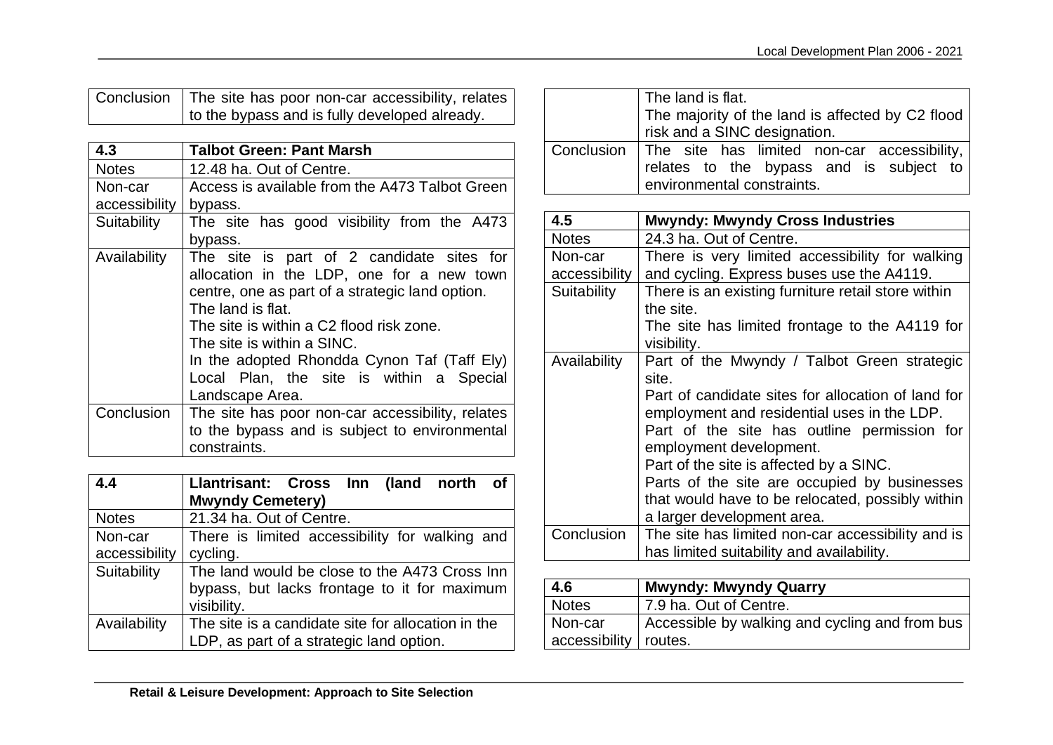| Conclusion | The site has poor non-car accessibility, relates to the bypass and is fully developed already. |
|---|---|

| 4.3 | Talbot Green: Pant Marsh |
|---|---|
| Notes | 12.48 ha. Out of Centre. |
| Non-car accessibility | Access is available from the A473 Talbot Green bypass. |
| Suitability | The site has good visibility from the A473 bypass. |
| Availability | The site is part of 2 candidate sites for allocation in the LDP, one for a new town centre, one as part of a strategic land option.<br>The land is flat.<br>The site is within a C2 flood risk zone.<br>The site is within a SINC.<br>In the adopted Rhondda Cynon Taf (Taff Ely) Local Plan, the site is within a Special Landscape Area. |
| Conclusion | The site has poor non-car accessibility, relates to the bypass and is subject to environmental constraints. |

| 4.4 | Llantrisant: Cross Inn (land north of Mwyndy Cemetery) |
|---|---|
| Notes | 21.34 ha. Out of Centre. |
| Non-car accessibility | There is limited accessibility for walking and cycling. |
| Suitability | The land would be close to the A473 Cross Inn bypass, but lacks frontage to it for maximum visibility. |
| Availability | The site is a candidate site for allocation in the LDP, as part of a strategic land option.<br>The land is flat.<br>The majority of the land is affected by C2 flood risk and a SINC designation. |
| Conclusion | The site has limited non-car accessibility, relates to the bypass and is subject to environmental constraints. |

| 4.5 | Mwyndy: Mwyndy Cross Industries |
|---|---|
| Notes | 24.3 ha. Out of Centre. |
| Non-car accessibility | There is very limited accessibility for walking and cycling. Express buses use the A4119. |
| Suitability | There is an existing furniture retail store within the site.<br>The site has limited frontage to the A4119 for visibility. |
| Availability | Part of the Mwyndy / Talbot Green strategic site.<br>Part of candidate sites for allocation of land for employment and residential uses in the LDP.<br>Part of the site has outline permission for employment development.<br>Part of the site is affected by a SINC.<br>Parts of the site are occupied by businesses that would have to be relocated, possibly within a larger development area. |
| Conclusion | The site has limited non-car accessibility and is has limited suitability and availability. |

| 4.6 | Mwyndy: Mwyndy Quarry |
|---|---|
| Notes | 7.9 ha. Out of Centre. |
| Non-car accessibility | Accessible by walking and cycling and from bus routes. |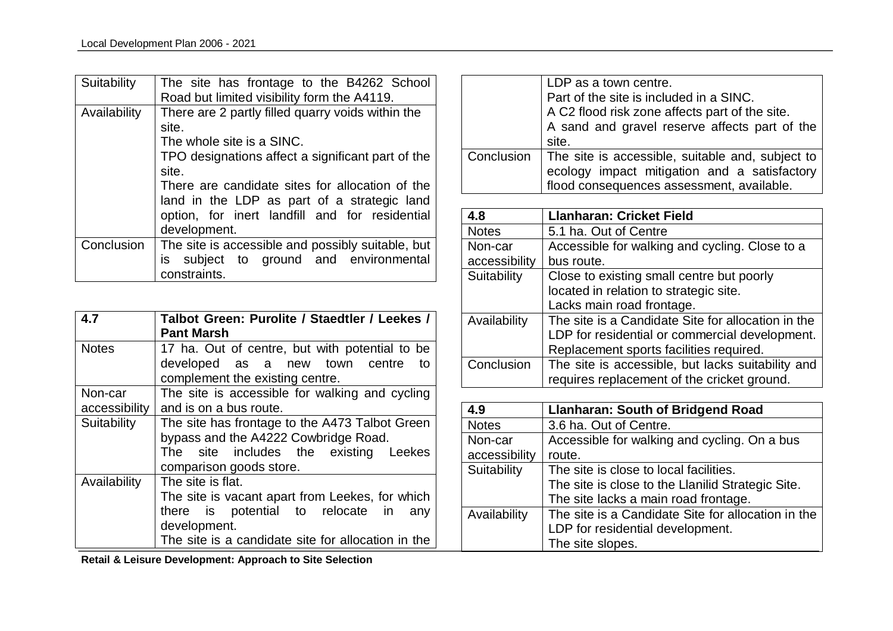| Suitability | The site has frontage to the B4262 School Road but limited visibility form the A4119. |
|---|---|
| Availability | There are 2 partly filled quarry voids within the site. The whole site is a SINC. TPO designations affect a significant part of the site. There are candidate sites for allocation of the land in the LDP as part of a strategic land option, for inert landfill and for residential development. |
| Conclusion | The site is accessible and possibly suitable, but is subject to ground and environmental constraints. |

| 4.7 | Talbot Green: Purolite / Staedtler / Leekes / Pant Marsh |
|---|---|
| Notes | 17 ha. Out of centre, but with potential to be developed as a new town centre to complement the existing centre. |
| Non-car accessibility | The site is accessible for walking and cycling and is on a bus route. |
| Suitability | The site has frontage to the A473 Talbot Green bypass and the A4222 Cowbridge Road. The site includes the existing Leekes comparison goods store. |
| Availability | The site is flat. The site is vacant apart from Leekes, for which there is potential to relocate in any development. The site is a candidate site for allocation in the LDP as a town centre. Part of the site is included in a SINC. A C2 flood risk zone affects part of the site. A sand and gravel reserve affects part of the site. |
| Conclusion | The site is accessible, suitable and, subject to ecology impact mitigation and a satisfactory flood consequences assessment, available. |

| 4.8 | Llanharan: Cricket Field |
|---|---|
| Notes | 5.1 ha. Out of Centre |
| Non-car accessibility | Accessible for walking and cycling. Close to a bus route. |
| Suitability | Close to existing small centre but poorly located in relation to strategic site. Lacks main road frontage. |
| Availability | The site is a Candidate Site for allocation in the LDP for residential or commercial development. Replacement sports facilities required. |
| Conclusion | The site is accessible, but lacks suitability and requires replacement of the cricket ground. |

| 4.9 | Llanharan: South of Bridgend Road |
|---|---|
| Notes | 3.6 ha. Out of Centre. |
| Non-car accessibility | Accessible for walking and cycling. On a bus route. |
| Suitability | The site is close to local facilities. The site is close to the Llanilid Strategic Site. The site lacks a main road frontage. |
| Availability | The site is a Candidate Site for allocation in the LDP for residential development. The site slopes. |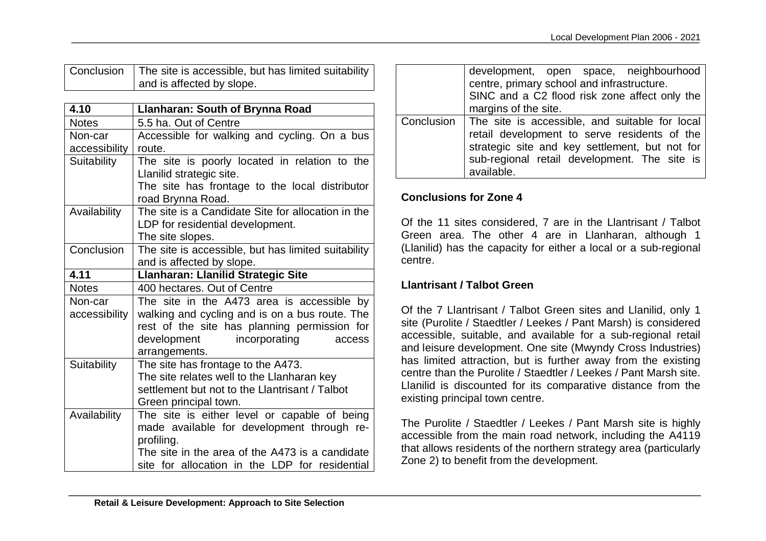| | |
|---|---|
| Conclusion | The site is accessible, but has limited suitability and is affected by slope. |

| 4.10 | Llanharan: South of Brynna Road |
|---|---|
| Notes | 5.5 ha. Out of Centre |
| Non-car accessibility | Accessible for walking and cycling. On a bus route. |
| Suitability | The site is poorly located in relation to the Llanilid strategic site. The site has frontage to the local distributor road Brynna Road. |
| Availability | The site is a Candidate Site for allocation in the LDP for residential development. The site slopes. |
| Conclusion | The site is accessible, but has limited suitability and is affected by slope. |
| **4.11** | **Llanharan: Llanilid Strategic Site** |
| Notes | 400 hectares. Out of Centre |
| Non-car accessibility | The site in the A473 area is accessible by walking and cycling and is on a bus route. The rest of the site has planning permission for development incorporating access arrangements. |
| Suitability | The site has frontage to the A473. The site relates well to the Llanharan key settlement but not to the Llantrisant / Talbot Green principal town. |
| Availability | The site is either level or capable of being made available for development through re-profiling. The site in the area of the A473 is a candidate site for allocation in the LDP for residential development, open space, neighbourhood centre, primary school and infrastructure. SINC and a C2 flood risk zone affect only the margins of the site. |
| Conclusion | The site is accessible, and suitable for local retail development to serve residents of the strategic site and key settlement, but not for sub-regional retail development. The site is available. |

**Conclusions for Zone 4**

Of the 11 sites considered, 7 are in the Llantrisant / Talbot Green area. The other 4 are in Llanharan, although 1 (Llanilid) has the capacity for either a local or a sub-regional centre.

**Llantrisant / Talbot Green**

Of the 7 Llantrisant / Talbot Green sites and Llanilid, only 1 site (Purolite / Staedtler / Leekes / Pant Marsh) is considered accessible, suitable, and available for a sub-regional retail and leisure development. One site (Mwyndy Cross Industries) has limited attraction, but is further away from the existing centre than the Purolite / Staedtler / Leekes / Pant Marsh site. Llanilid is discounted for its comparative distance from the existing principal town centre.

The Purolite / Staedtler / Leekes / Pant Marsh site is highly accessible from the main road network, including the A4119 that allows residents of the northern strategy area (particularly Zone 2) to benefit from the development.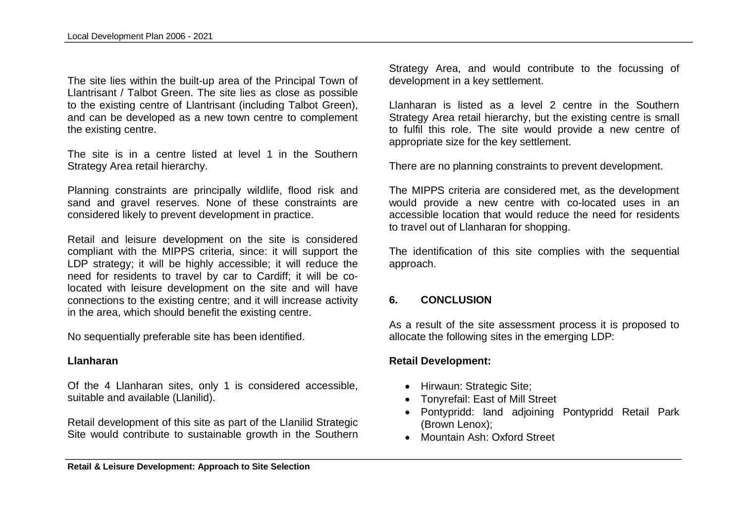The site lies within the built-up area of the Principal Town of Llantrisant / Talbot Green. The site lies as close as possible to the existing centre of Llantrisant (including Talbot Green), and can be developed as a new town centre to complement the existing centre.

The site is in a centre listed at level 1 in the Southern Strategy Area retail hierarchy.

Planning constraints are principally wildlife, flood risk and sand and gravel reserves. None of these constraints are considered likely to prevent development in practice.

Retail and leisure development on the site is considered compliant with the MIPPS criteria, since: it will support the LDP strategy; it will be highly accessible; it will reduce the need for residents to travel by car to Cardiff; it will be co-located with leisure development on the site and will have connections to the existing centre; and it will increase activity in the area, which should benefit the existing centre.

No sequentially preferable site has been identified.

**Llanharan**

Of the 4 Llanharan sites, only 1 is considered accessible, suitable and available (Llanilid).

Retail development of this site as part of the Llanilid Strategic Site would contribute to sustainable growth in the Southern Strategy Area, and would contribute to the focussing of development in a key settlement.

Llanharan is listed as a level 2 centre in the Southern Strategy Area retail hierarchy, but the existing centre is small to fulfil this role. The site would provide a new centre of appropriate size for the key settlement.

There are no planning constraints to prevent development.

The MIPPS criteria are considered met, as the development would provide a new centre with co-located uses in an accessible location that would reduce the need for residents to travel out of Llanharan for shopping.

The identification of this site complies with the sequential approach.

## 6. CONCLUSION

As a result of the site assessment process it is proposed to allocate the following sites in the emerging LDP:

**Retail Development:**

- Hirwaun: Strategic Site;
- Tonyrefail: East of Mill Street
- Pontypridd: land adjoining Pontypridd Retail Park (Brown Lenox);
- Mountain Ash: Oxford Street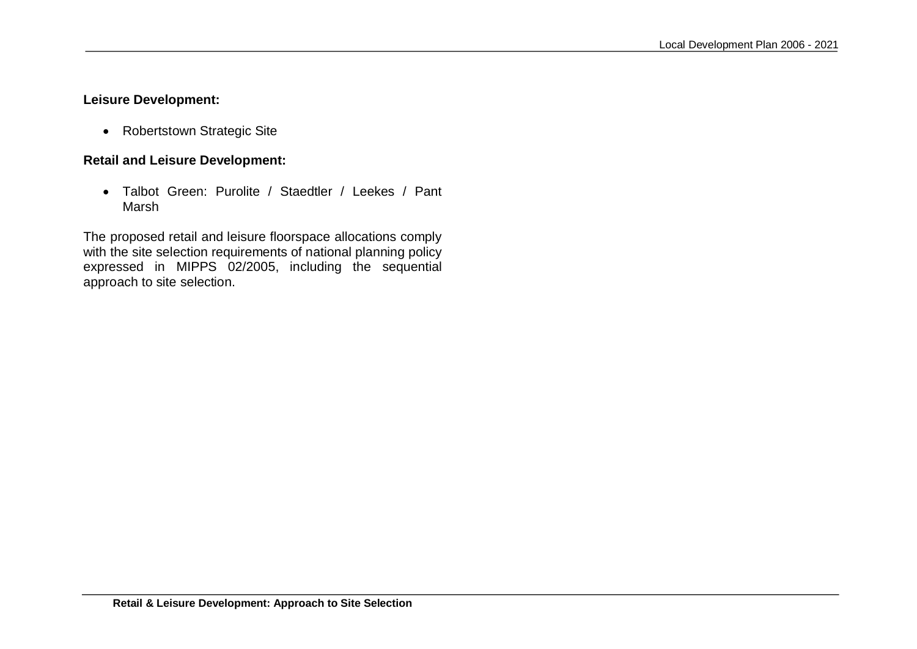**Leisure Development:**

- Robertstown Strategic Site

**Retail and Leisure Development:**

- Talbot Green: Purolite / Staedtler / Leekes / Pant Marsh

The proposed retail and leisure floorspace allocations comply with the site selection requirements of national planning policy expressed in MIPPS 02/2005, including the sequential approach to site selection.